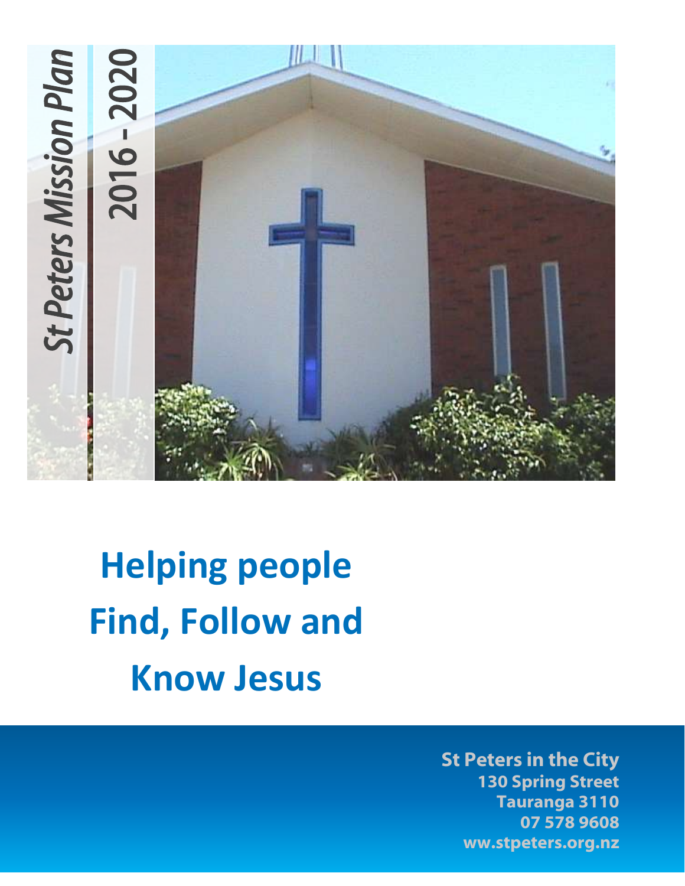# St Peters Mission Plan

## 2016 - 2020

# Helping people Find, Follow and Know Jesus

**St Peters in the City**
**130 Spring Street**
**Tauranga 3110**
**07 578 9608**
**ww.stpeters.org.nz**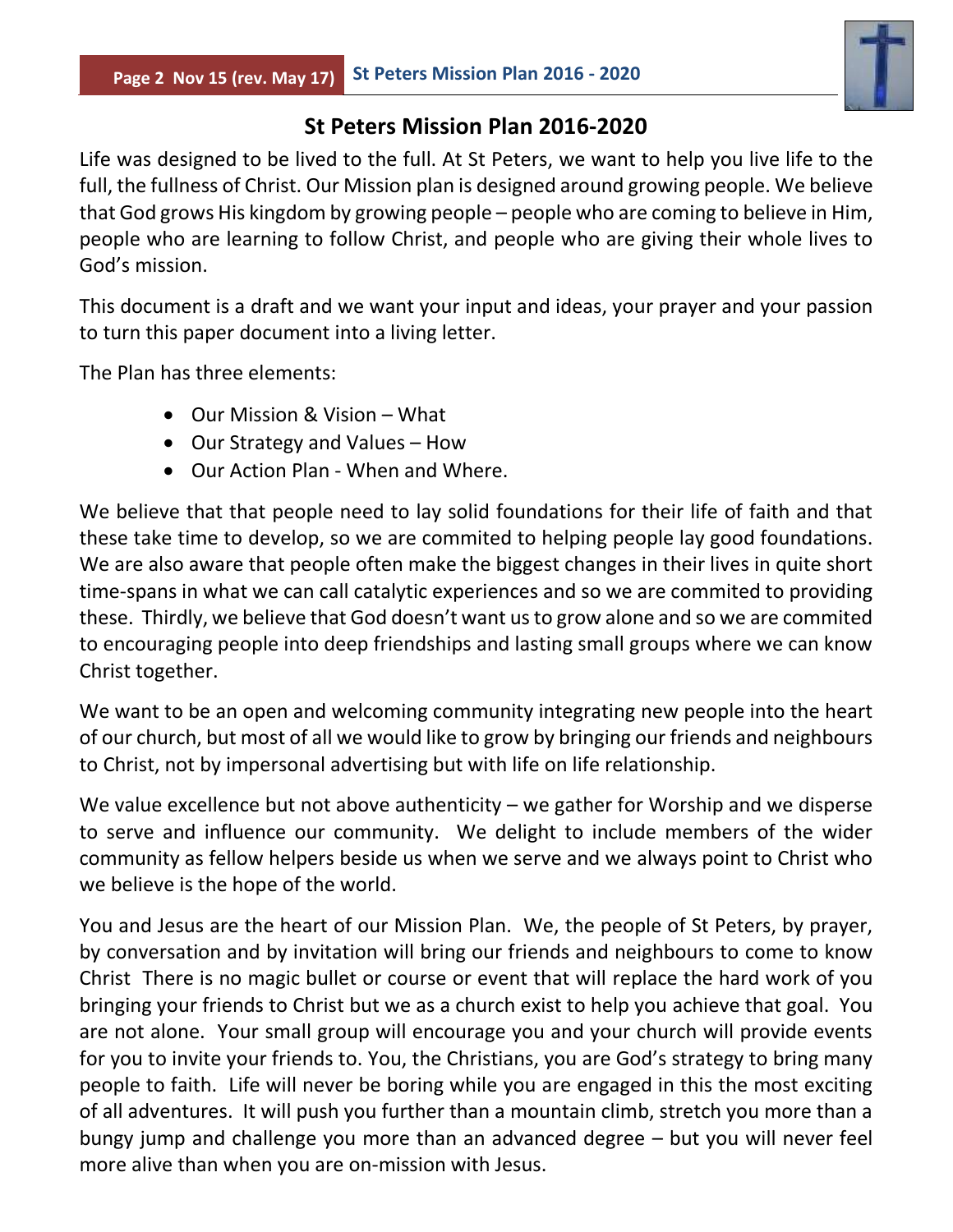# St Peters Mission Plan 2016-2020

Life was designed to be lived to the full. At St Peters, we want to help you live life to the full, the fullness of Christ. Our Mission plan is designed around growing people. We believe that God grows His kingdom by growing people – people who are coming to believe in Him, people who are learning to follow Christ, and people who are giving their whole lives to God's mission.

This document is a draft and we want your input and ideas, your prayer and your passion to turn this paper document into a living letter.

The Plan has three elements:

- Our Mission & Vision – What
- Our Strategy and Values – How
- Our Action Plan - When and Where.

We believe that that people need to lay solid foundations for their life of faith and that these take time to develop, so we are commited to helping people lay good foundations. We are also aware that people often make the biggest changes in their lives in quite short time-spans in what we can call catalytic experiences and so we are commited to providing these. Thirdly, we believe that God doesn't want us to grow alone and so we are commited to encouraging people into deep friendships and lasting small groups where we can know Christ together.

We want to be an open and welcoming community integrating new people into the heart of our church, but most of all we would like to grow by bringing our friends and neighbours to Christ, not by impersonal advertising but with life on life relationship.

We value excellence but not above authenticity – we gather for Worship and we disperse to serve and influence our community. We delight to include members of the wider community as fellow helpers beside us when we serve and we always point to Christ who we believe is the hope of the world.

You and Jesus are the heart of our Mission Plan. We, the people of St Peters, by prayer, by conversation and by invitation will bring our friends and neighbours to come to know Christ There is no magic bullet or course or event that will replace the hard work of you bringing your friends to Christ but we as a church exist to help you achieve that goal. You are not alone. Your small group will encourage you and your church will provide events for you to invite your friends to. You, the Christians, you are God's strategy to bring many people to faith. Life will never be boring while you are engaged in this the most exciting of all adventures. It will push you further than a mountain climb, stretch you more than a bungy jump and challenge you more than an advanced degree – but you will never feel more alive than when you are on-mission with Jesus.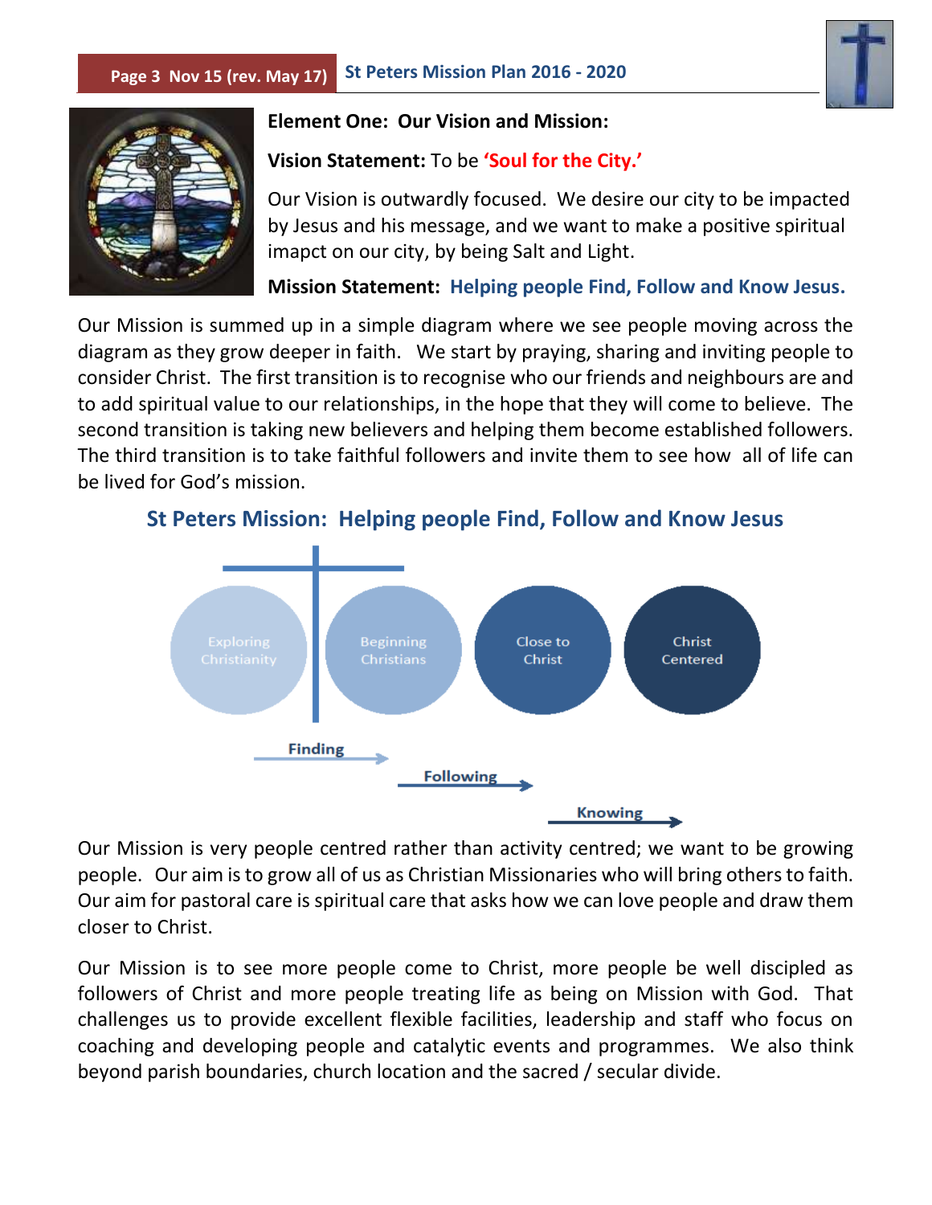**Element One: Our Vision and Mission:**

**Vision Statement:** To be **'Soul for the City.'**

Our Vision is outwardly focused. We desire our city to be impacted by Jesus and his message, and we want to make a positive spiritual imapct on our city, by being Salt and Light.

**Mission Statement: Helping people Find, Follow and Know Jesus.**

Our Mission is summed up in a simple diagram where we see people moving across the diagram as they grow deeper in faith. We start by praying, sharing and inviting people to consider Christ. The first transition is to recognise who our friends and neighbours are and to add spiritual value to our relationships, in the hope that they will come to believe. The second transition is taking new believers and helping them become established followers. The third transition is to take faithful followers and invite them to see how all of life can be lived for God's mission.

## St Peters Mission: Helping people Find, Follow and Know Jesus

Exploring Christianity → Beginning Christians → Close to Christ → Christ Centered

Finding → Following → Knowing

Our Mission is very people centred rather than activity centred; we want to be growing people. Our aim is to grow all of us as Christian Missionaries who will bring others to faith. Our aim for pastoral care is spiritual care that asks how we can love people and draw them closer to Christ.

Our Mission is to see more people come to Christ, more people be well discipled as followers of Christ and more people treating life as being on Mission with God. That challenges us to provide excellent flexible facilities, leadership and staff who focus on coaching and developing people and catalytic events and programmes. We also think beyond parish boundaries, church location and the sacred / secular divide.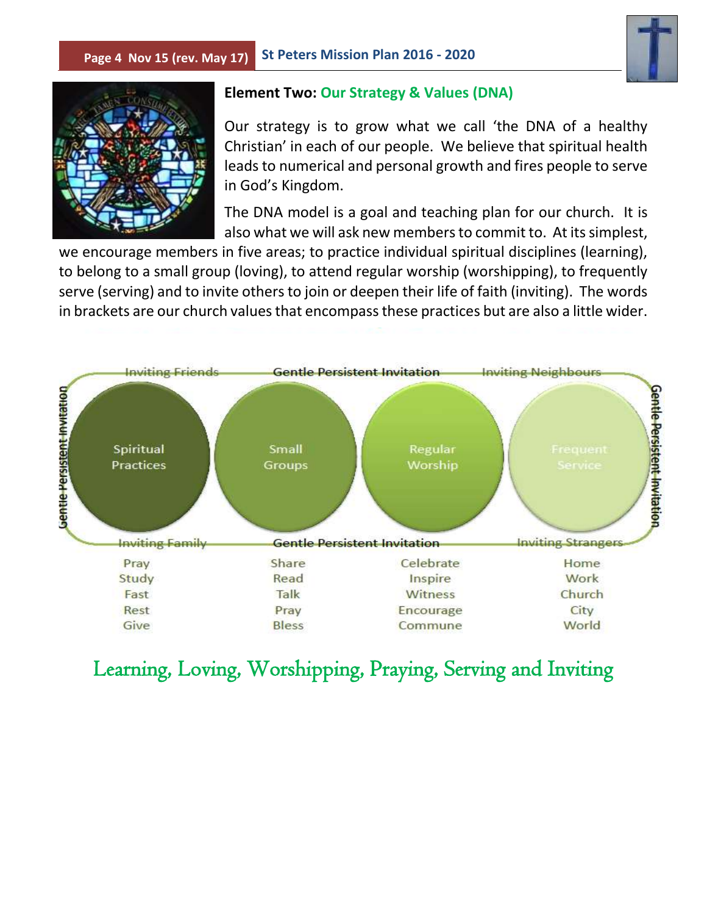## Element Two: Our Strategy & Values (DNA)

Our strategy is to grow what we call 'the DNA of a healthy Christian' in each of our people. We believe that spiritual health leads to numerical and personal growth and fires people to serve in God's Kingdom.

The DNA model is a goal and teaching plan for our church. It is also what we will ask new members to commit to. At its simplest, we encourage members in five areas; to practice individual spiritual disciplines (learning), to belong to a small group (loving), to attend regular worship (worshipping), to frequently serve (serving) and to invite others to join or deepen their life of faith (inviting). The words in brackets are our church values that encompass these practices but are also a little wider.

Inviting Friends — Gentle Persistent Invitation — Inviting Neighbours

Gentle Persistent Invitation

| Spiritual Practices | Small Groups | Regular Worship | Frequent Service |
|---|---|---|---|
| Pray | Share | Celebrate | Home |
| Study | Read | Inspire | Work |
| Fast | Talk | Witness | Church |
| Rest | Pray | Encourage | City |
| Give | Bless | Commune | World |

Inviting Family — Gentle Persistent Invitation — Inviting Strangers

Learning, Loving, Worshipping, Praying, Serving and Inviting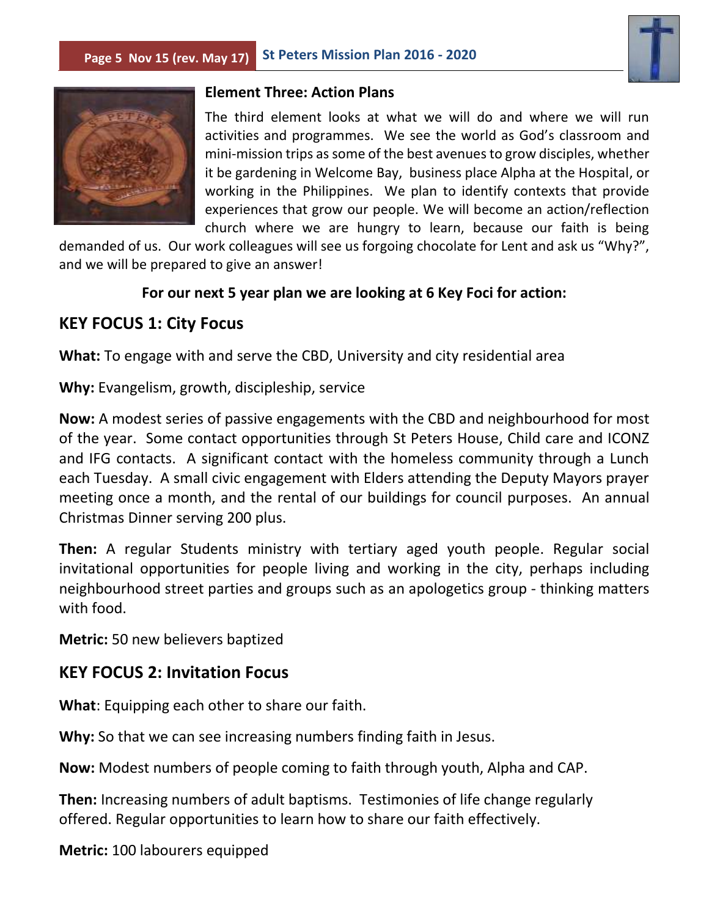## Element Three: Action Plans

The third element looks at what we will do and where we will run activities and programmes. We see the world as God's classroom and mini-mission trips as some of the best avenues to grow disciples, whether it be gardening in Welcome Bay, business place Alpha at the Hospital, or working in the Philippines. We plan to identify contexts that provide experiences that grow our people. We will become an action/reflection church where we are hungry to learn, because our faith is being demanded of us. Our work colleagues will see us forgoing chocolate for Lent and ask us "Why?", and we will be prepared to give an answer!

**For our next 5 year plan we are looking at 6 Key Foci for action:**

## KEY FOCUS 1: City Focus

**What:** To engage with and serve the CBD, University and city residential area

**Why:** Evangelism, growth, discipleship, service

**Now:** A modest series of passive engagements with the CBD and neighbourhood for most of the year. Some contact opportunities through St Peters House, Child care and ICONZ and IFG contacts. A significant contact with the homeless community through a Lunch each Tuesday. A small civic engagement with Elders attending the Deputy Mayors prayer meeting once a month, and the rental of our buildings for council purposes. An annual Christmas Dinner serving 200 plus.

**Then:** A regular Students ministry with tertiary aged youth people. Regular social invitational opportunities for people living and working in the city, perhaps including neighbourhood street parties and groups such as an apologetics group - thinking matters with food.

**Metric:** 50 new believers baptized

## KEY FOCUS 2: Invitation Focus

**What**: Equipping each other to share our faith.

**Why:** So that we can see increasing numbers finding faith in Jesus.

**Now:** Modest numbers of people coming to faith through youth, Alpha and CAP.

**Then:** Increasing numbers of adult baptisms. Testimonies of life change regularly offered. Regular opportunities to learn how to share our faith effectively.

**Metric:** 100 labourers equipped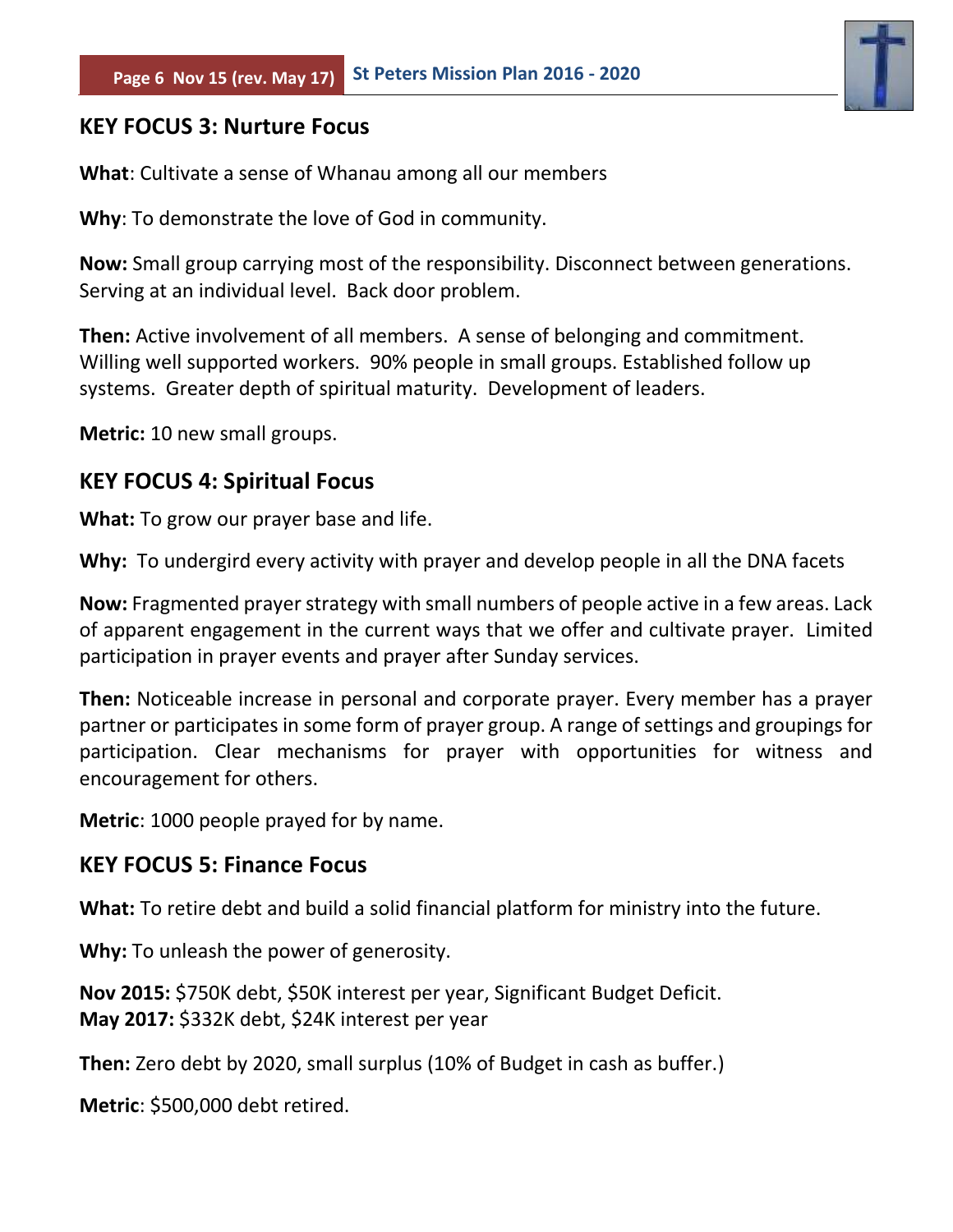## KEY FOCUS 3: Nurture Focus

**What**: Cultivate a sense of Whanau among all our members

**Why**: To demonstrate the love of God in community.

**Now:** Small group carrying most of the responsibility. Disconnect between generations. Serving at an individual level. Back door problem.

**Then:** Active involvement of all members. A sense of belonging and commitment. Willing well supported workers. 90% people in small groups. Established follow up systems. Greater depth of spiritual maturity. Development of leaders.

**Metric:** 10 new small groups.

## KEY FOCUS 4: Spiritual Focus

**What:** To grow our prayer base and life.

**Why:** To undergird every activity with prayer and develop people in all the DNA facets

**Now:** Fragmented prayer strategy with small numbers of people active in a few areas. Lack of apparent engagement in the current ways that we offer and cultivate prayer. Limited participation in prayer events and prayer after Sunday services.

**Then:** Noticeable increase in personal and corporate prayer. Every member has a prayer partner or participates in some form of prayer group. A range of settings and groupings for participation. Clear mechanisms for prayer with opportunities for witness and encouragement for others.

**Metric**: 1000 people prayed for by name.

## KEY FOCUS 5: Finance Focus

**What:** To retire debt and build a solid financial platform for ministry into the future.

**Why:** To unleash the power of generosity.

**Nov 2015:** $750K debt, $50K interest per year, Significant Budget Deficit.
**May 2017:** $332K debt, $24K interest per year

**Then:** Zero debt by 2020, small surplus (10% of Budget in cash as buffer.)

**Metric**: $500,000 debt retired.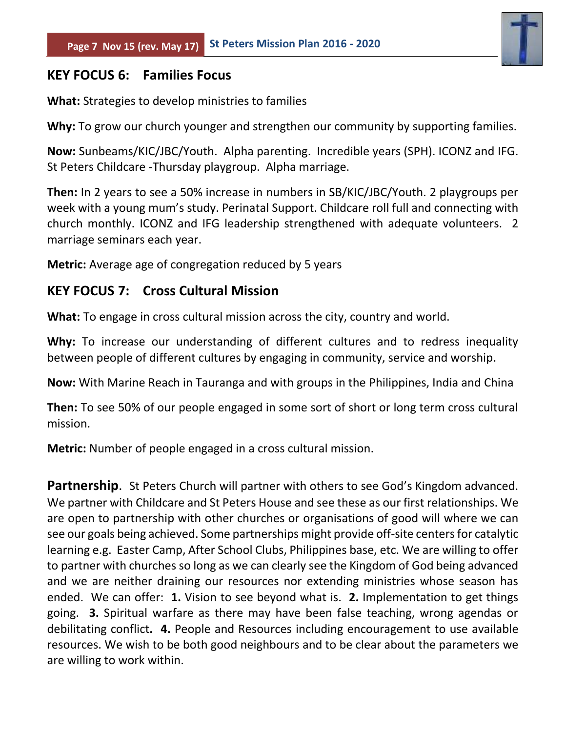## KEY FOCUS 6: Families Focus

**What:** Strategies to develop ministries to families

**Why:** To grow our church younger and strengthen our community by supporting families.

**Now:** Sunbeams/KIC/JBC/Youth. Alpha parenting. Incredible years (SPH). ICONZ and IFG. St Peters Childcare -Thursday playgroup. Alpha marriage.

**Then:** In 2 years to see a 50% increase in numbers in SB/KIC/JBC/Youth. 2 playgroups per week with a young mum's study. Perinatal Support. Childcare roll full and connecting with church monthly. ICONZ and IFG leadership strengthened with adequate volunteers. 2 marriage seminars each year.

**Metric:** Average age of congregation reduced by 5 years

## KEY FOCUS 7: Cross Cultural Mission

**What:** To engage in cross cultural mission across the city, country and world.

**Why:** To increase our understanding of different cultures and to redress inequality between people of different cultures by engaging in community, service and worship.

**Now:** With Marine Reach in Tauranga and with groups in the Philippines, India and China

**Then:** To see 50% of our people engaged in some sort of short or long term cross cultural mission.

**Metric:** Number of people engaged in a cross cultural mission.

**Partnership**. St Peters Church will partner with others to see God's Kingdom advanced. We partner with Childcare and St Peters House and see these as our first relationships. We are open to partnership with other churches or organisations of good will where we can see our goals being achieved. Some partnerships might provide off-site centers for catalytic learning e.g. Easter Camp, After School Clubs, Philippines base, etc. We are willing to offer to partner with churches so long as we can clearly see the Kingdom of God being advanced and we are neither draining our resources nor extending ministries whose season has ended. We can offer: **1.** Vision to see beyond what is. **2.** Implementation to get things going. **3.** Spiritual warfare as there may have been false teaching, wrong agendas or debilitating conflict**. 4.** People and Resources including encouragement to use available resources. We wish to be both good neighbours and to be clear about the parameters we are willing to work within.